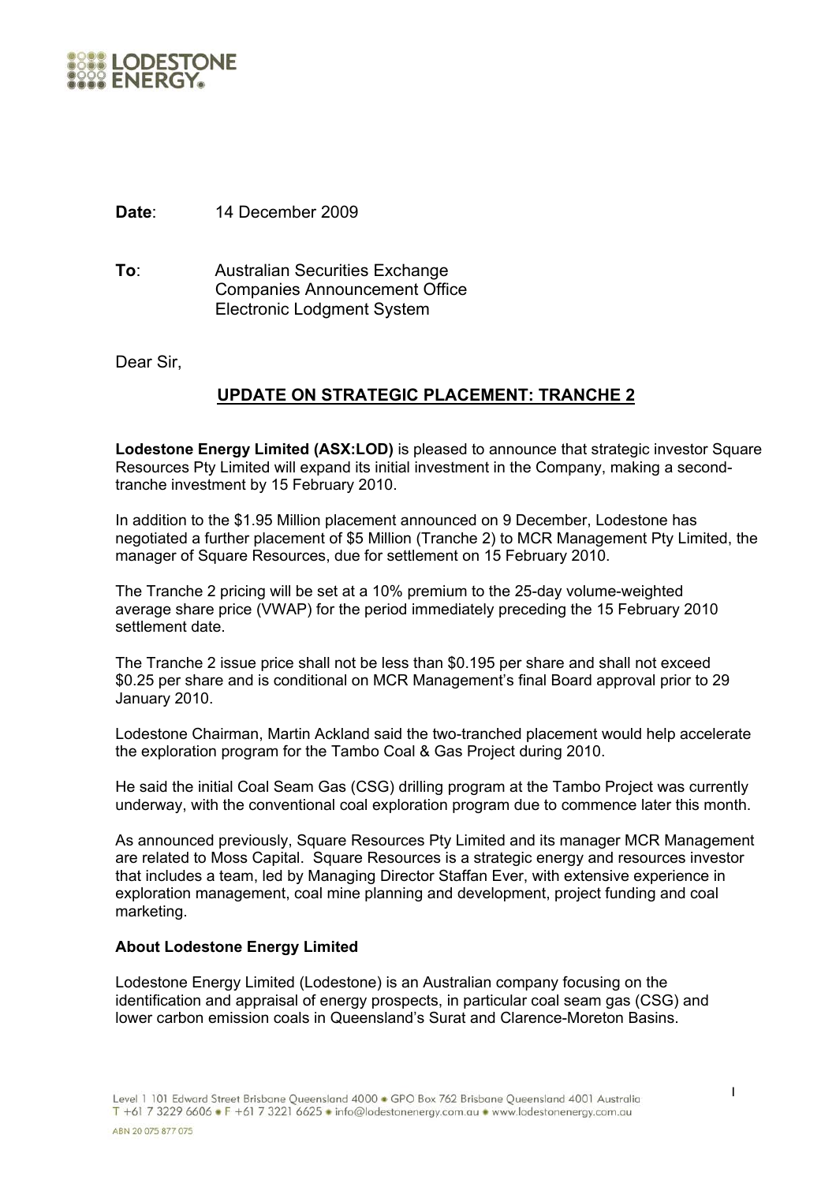**Date**: 14 December 2009

**To**: Australian Securities Exchange
Companies Announcement Office
Electronic Lodgment System

Dear Sir,

## UPDATE ON STRATEGIC PLACEMENT: TRANCHE 2

**Lodestone Energy Limited (ASX:LOD)** is pleased to announce that strategic investor Square Resources Pty Limited will expand its initial investment in the Company, making a second-tranche investment by 15 February 2010.

In addition to the $1.95 Million placement announced on 9 December, Lodestone has negotiated a further placement of $5 Million (Tranche 2) to MCR Management Pty Limited, the manager of Square Resources, due for settlement on 15 February 2010.

The Tranche 2 pricing will be set at a 10% premium to the 25-day volume-weighted average share price (VWAP) for the period immediately preceding the 15 February 2010 settlement date.

The Tranche 2 issue price shall not be less than $0.195 per share and shall not exceed $0.25 per share and is conditional on MCR Management's final Board approval prior to 29 January 2010.

Lodestone Chairman, Martin Ackland said the two-tranched placement would help accelerate the exploration program for the Tambo Coal & Gas Project during 2010.

He said the initial Coal Seam Gas (CSG) drilling program at the Tambo Project was currently underway, with the conventional coal exploration program due to commence later this month.

As announced previously, Square Resources Pty Limited and its manager MCR Management are related to Moss Capital. Square Resources is a strategic energy and resources investor that includes a team, led by Managing Director Staffan Ever, with extensive experience in exploration management, coal mine planning and development, project funding and coal marketing.

### About Lodestone Energy Limited

Lodestone Energy Limited (Lodestone) is an Australian company focusing on the identification and appraisal of energy prospects, in particular coal seam gas (CSG) and lower carbon emission coals in Queensland's Surat and Clarence-Moreton Basins.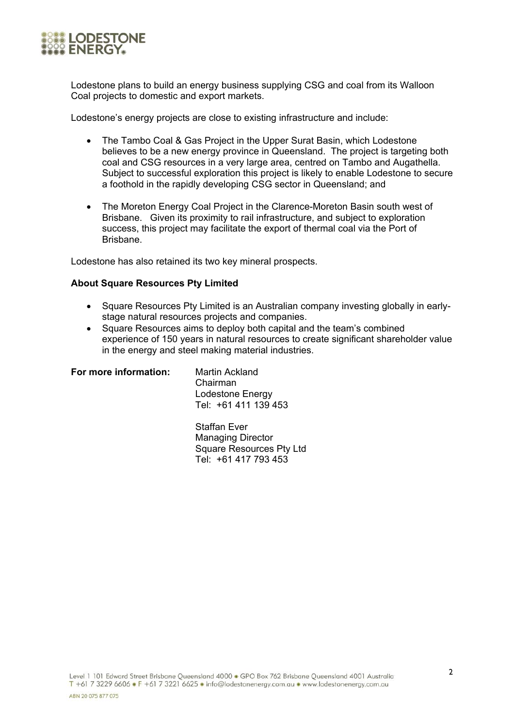Lodestone plans to build an energy business supplying CSG and coal from its Walloon Coal projects to domestic and export markets.

Lodestone's energy projects are close to existing infrastructure and include:

- The Tambo Coal & Gas Project in the Upper Surat Basin, which Lodestone believes to be a new energy province in Queensland. The project is targeting both coal and CSG resources in a very large area, centred on Tambo and Augathella. Subject to successful exploration this project is likely to enable Lodestone to secure a foothold in the rapidly developing CSG sector in Queensland; and

- The Moreton Energy Coal Project in the Clarence-Moreton Basin south west of Brisbane. Given its proximity to rail infrastructure, and subject to exploration success, this project may facilitate the export of thermal coal via the Port of Brisbane.

Lodestone has also retained its two key mineral prospects.

**About Square Resources Pty Limited**

- Square Resources Pty Limited is an Australian company investing globally in early-stage natural resources projects and companies.
- Square Resources aims to deploy both capital and the team's combined experience of 150 years in natural resources to create significant shareholder value in the energy and steel making material industries.

**For more information:**

Martin Ackland
Chairman
Lodestone Energy
Tel: +61 411 139 453

Staffan Ever
Managing Director
Square Resources Pty Ltd
Tel: +61 417 793 453